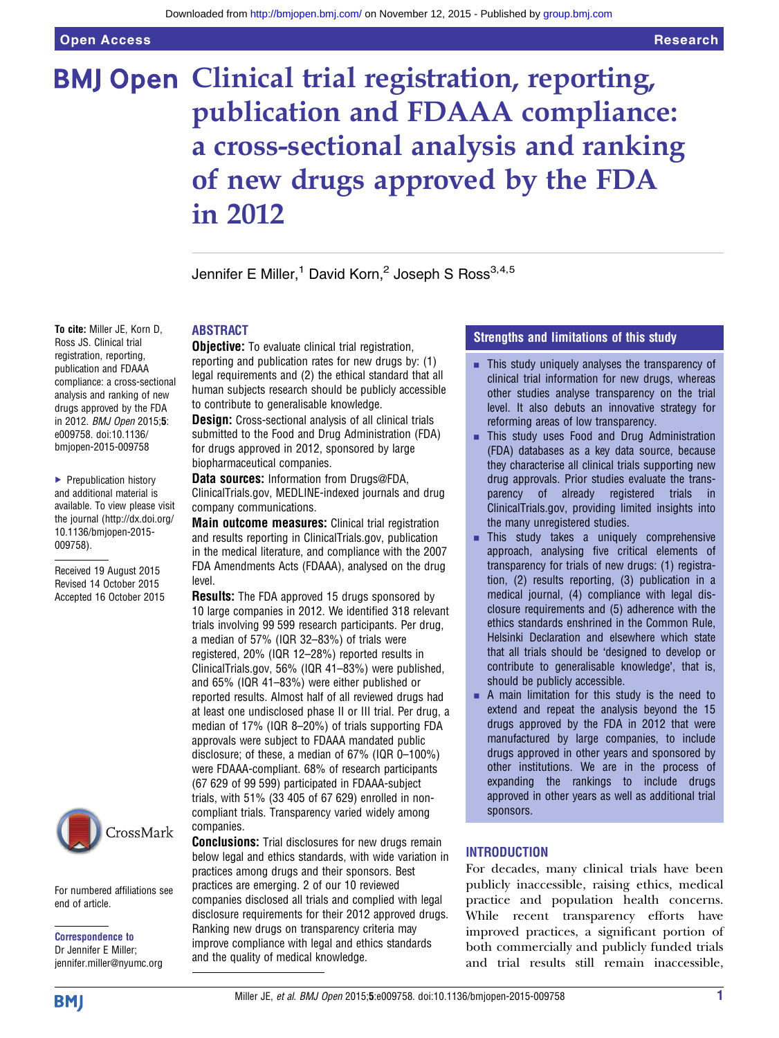# Clinical trial registration, reporting, publication and FDAAA compliance: a cross-sectional analysis and ranking of new drugs approved by the FDA in 2012

Jennifer E Miller,[1] David Korn,[2] Joseph S Ross[3,4,5]

**To cite:** Miller JE, Korn D, Ross JS. Clinical trial registration, reporting, publication and FDAAA compliance: a cross-sectional analysis and ranking of new drugs approved by the FDA in 2012. *BMJ Open* 2015;**5**: e009758. doi:10.1136/bmjopen-2015-009758

- Prepublication history and additional material is available. To view please visit the journal (http://dx.doi.org/10.1136/bmjopen-2015-009758).

Received 19 August 2015
Revised 14 October 2015
Accepted 16 October 2015

For numbered affiliations see end of article.

**Correspondence to**
Dr Jennifer E Miller; jennifer.miller@nyumc.org

## ABSTRACT

**Objective:** To evaluate clinical trial registration, reporting and publication rates for new drugs by: (1) legal requirements and (2) the ethical standard that all human subjects research should be publicly accessible to contribute to generalisable knowledge.

**Design:** Cross-sectional analysis of all clinical trials submitted to the Food and Drug Administration (FDA) for drugs approved in 2012, sponsored by large biopharmaceutical companies.

**Data sources:** Information from Drugs@FDA, ClinicalTrials.gov, MEDLINE-indexed journals and drug company communications.

**Main outcome measures:** Clinical trial registration and results reporting in ClinicalTrials.gov, publication in the medical literature, and compliance with the 2007 FDA Amendments Acts (FDAAA), analysed on the drug level.

**Results:** The FDA approved 15 drugs sponsored by 10 large companies in 2012. We identified 318 relevant trials involving 99 599 research participants. Per drug, a median of 57% (IQR 32–83%) of trials were registered, 20% (IQR 12–28%) reported results in ClinicalTrials.gov, 56% (IQR 41–83%) were published, and 65% (IQR 41–83%) were either published or reported results. Almost half of all reviewed drugs had at least one undisclosed phase II or III trial. Per drug, a median of 17% (IQR 8–20%) of trials supporting FDA approvals were subject to FDAAA mandated public disclosure; of these, a median of 67% (IQR 0–100%) were FDAAA-compliant. 68% of research participants (67 629 of 99 599) participated in FDAAA-subject trials, with 51% (33 405 of 67 629) enrolled in non-compliant trials. Transparency varied widely among companies.

**Conclusions:** Trial disclosures for new drugs remain below legal and ethics standards, with wide variation in practices among drugs and their sponsors. Best practices are emerging. 2 of our 10 reviewed companies disclosed all trials and complied with legal disclosure requirements for their 2012 approved drugs. Ranking new drugs on transparency criteria may improve compliance with legal and ethics standards and the quality of medical knowledge.

## Strengths and limitations of this study

- This study uniquely analyses the transparency of clinical trial information for new drugs, whereas other studies analyse transparency on the trial level. It also debuts an innovative strategy for reforming areas of low transparency.
- This study uses Food and Drug Administration (FDA) databases as a key data source, because they characterise all clinical trials supporting new drug approvals. Prior studies evaluate the transparency of already registered trials in ClinicalTrials.gov, providing limited insights into the many unregistered studies.
- This study takes a uniquely comprehensive approach, analysing five critical elements of transparency for trials of new drugs: (1) registration, (2) results reporting, (3) publication in a medical journal, (4) compliance with legal disclosure requirements and (5) adherence with the ethics standards enshrined in the Common Rule, Helsinki Declaration and elsewhere which state that all trials should be 'designed to develop or contribute to generalisable knowledge', that is, should be publicly accessible.
- A main limitation for this study is the need to extend and repeat the analysis beyond the 15 drugs approved by the FDA in 2012 that were manufactured by large companies, to include drugs approved in other years and sponsored by other institutions. We are in the process of expanding the rankings to include drugs approved in other years as well as additional trial sponsors.

## INTRODUCTION

For decades, many clinical trials have been publicly inaccessible, raising ethics, medical practice and population health concerns. While recent transparency efforts have improved practices, a significant portion of both commercially and publicly funded trials and trial results still remain inaccessible,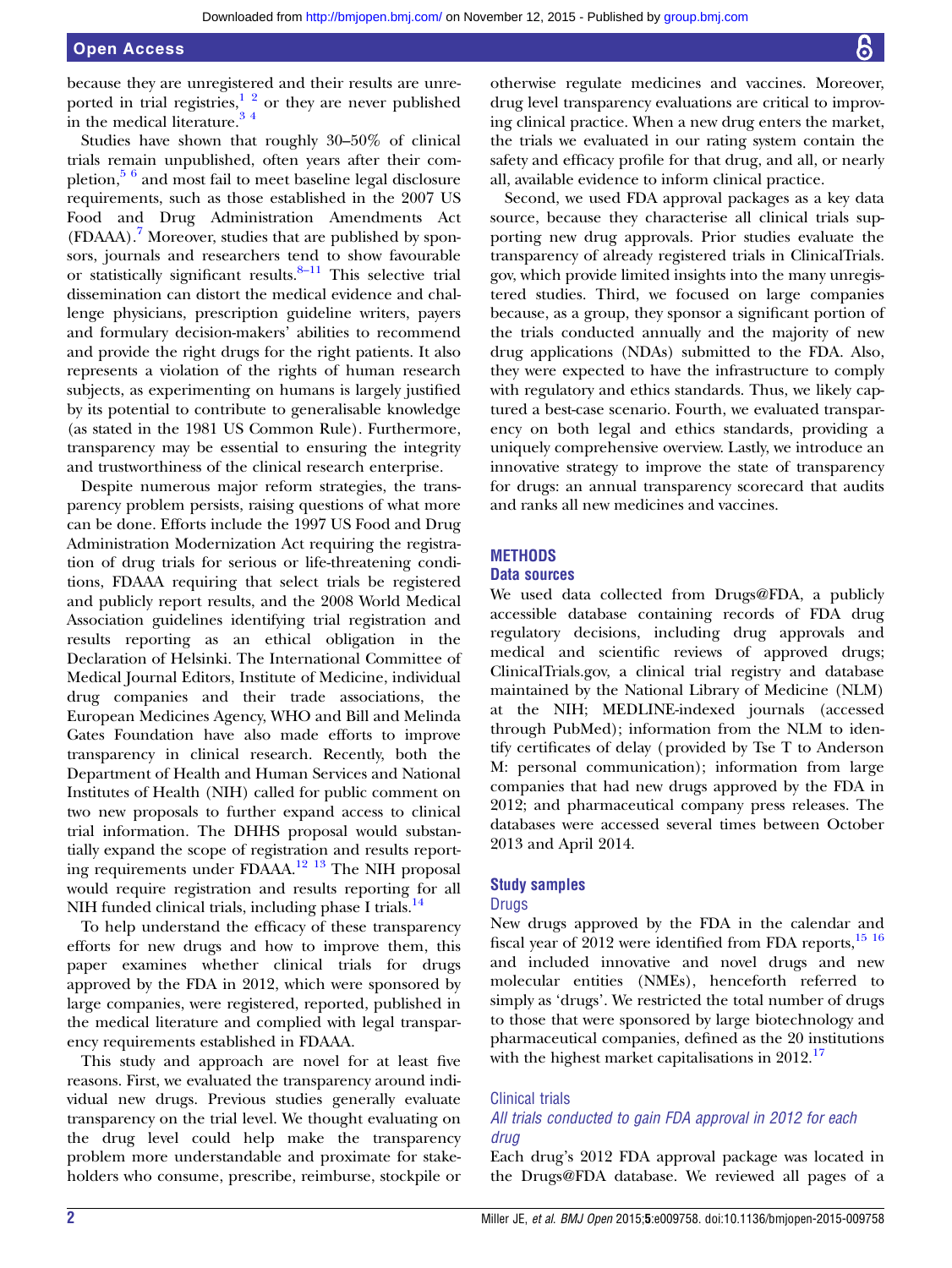because they are unregistered and their results are unreported in trial registries,[1,2] or they are never published in the medical literature.[3,4]

Studies have shown that roughly 30–50% of clinical trials remain unpublished, often years after their completion,[5,6] and most fail to meet baseline legal disclosure requirements, such as those established in the 2007 US Food and Drug Administration Amendments Act (FDAAA).[7] Moreover, studies that are published by sponsors, journals and researchers tend to show favourable or statistically significant results.[8–11] This selective trial dissemination can distort the medical evidence and challenge physicians, prescription guideline writers, payers and formulary decision-makers' abilities to recommend and provide the right drugs for the right patients. It also represents a violation of the rights of human research subjects, as experimenting on humans is largely justified by its potential to contribute to generalisable knowledge (as stated in the 1981 US Common Rule). Furthermore, transparency may be essential to ensuring the integrity and trustworthiness of the clinical research enterprise.

Despite numerous major reform strategies, the transparency problem persists, raising questions of what more can be done. Efforts include the 1997 US Food and Drug Administration Modernization Act requiring the registration of drug trials for serious or life-threatening conditions, FDAAA requiring that select trials be registered and publicly report results, and the 2008 World Medical Association guidelines identifying trial registration and results reporting as an ethical obligation in the Declaration of Helsinki. The International Committee of Medical Journal Editors, Institute of Medicine, individual drug companies and their trade associations, the European Medicines Agency, WHO and Bill and Melinda Gates Foundation have also made efforts to improve transparency in clinical research. Recently, both the Department of Health and Human Services and National Institutes of Health (NIH) called for public comment on two new proposals to further expand access to clinical trial information. The DHHS proposal would substantially expand the scope of registration and results reporting requirements under FDAAA.[12,13] The NIH proposal would require registration and results reporting for all NIH funded clinical trials, including phase I trials.[14]

To help understand the efficacy of these transparency efforts for new drugs and how to improve them, this paper examines whether clinical trials for drugs approved by the FDA in 2012, which were sponsored by large companies, were registered, reported, published in the medical literature and complied with legal transparency requirements established in FDAAA.

This study and approach are novel for at least five reasons. First, we evaluated the transparency around individual new drugs. Previous studies generally evaluate transparency on the trial level. We thought evaluating on the drug level could help make the transparency problem more understandable and proximate for stakeholders who consume, prescribe, reimburse, stockpile or otherwise regulate medicines and vaccines. Moreover, drug level transparency evaluations are critical to improving clinical practice. When a new drug enters the market, the trials we evaluated in our rating system contain the safety and efficacy profile for that drug, and all, or nearly all, available evidence to inform clinical practice.

Second, we used FDA approval packages as a key data source, because they characterise all clinical trials supporting new drug approvals. Prior studies evaluate the transparency of already registered trials in ClinicalTrials.gov, which provide limited insights into the many unregistered studies. Third, we focused on large companies because, as a group, they sponsor a significant portion of the trials conducted annually and the majority of new drug applications (NDAs) submitted to the FDA. Also, they were expected to have the infrastructure to comply with regulatory and ethics standards. Thus, we likely captured a best-case scenario. Fourth, we evaluated transparency on both legal and ethics standards, providing a uniquely comprehensive overview. Lastly, we introduce an innovative strategy to improve the state of transparency for drugs: an annual transparency scorecard that audits and ranks all new medicines and vaccines.

## METHODS

### Data sources

We used data collected from Drugs@FDA, a publicly accessible database containing records of FDA drug regulatory decisions, including drug approvals and medical and scientific reviews of approved drugs; ClinicalTrials.gov, a clinical trial registry and database maintained by the National Library of Medicine (NLM) at the NIH; MEDLINE-indexed journals (accessed through PubMed); information from the NLM to identify certificates of delay (provided by Tse T to Anderson M: personal communication); information from large companies that had new drugs approved by the FDA in 2012; and pharmaceutical company press releases. The databases were accessed several times between October 2013 and April 2014.

### Study samples

#### Drugs

New drugs approved by the FDA in the calendar and fiscal year of 2012 were identified from FDA reports,[15,16] and included innovative and novel drugs and new molecular entities (NMEs), henceforth referred to simply as 'drugs'. We restricted the total number of drugs to those that were sponsored by large biotechnology and pharmaceutical companies, defined as the 20 institutions with the highest market capitalisations in 2012.[17]

#### Clinical trials

##### *All trials conducted to gain FDA approval in 2012 for each drug*

Each drug's 2012 FDA approval package was located in the Drugs@FDA database. We reviewed all pages of a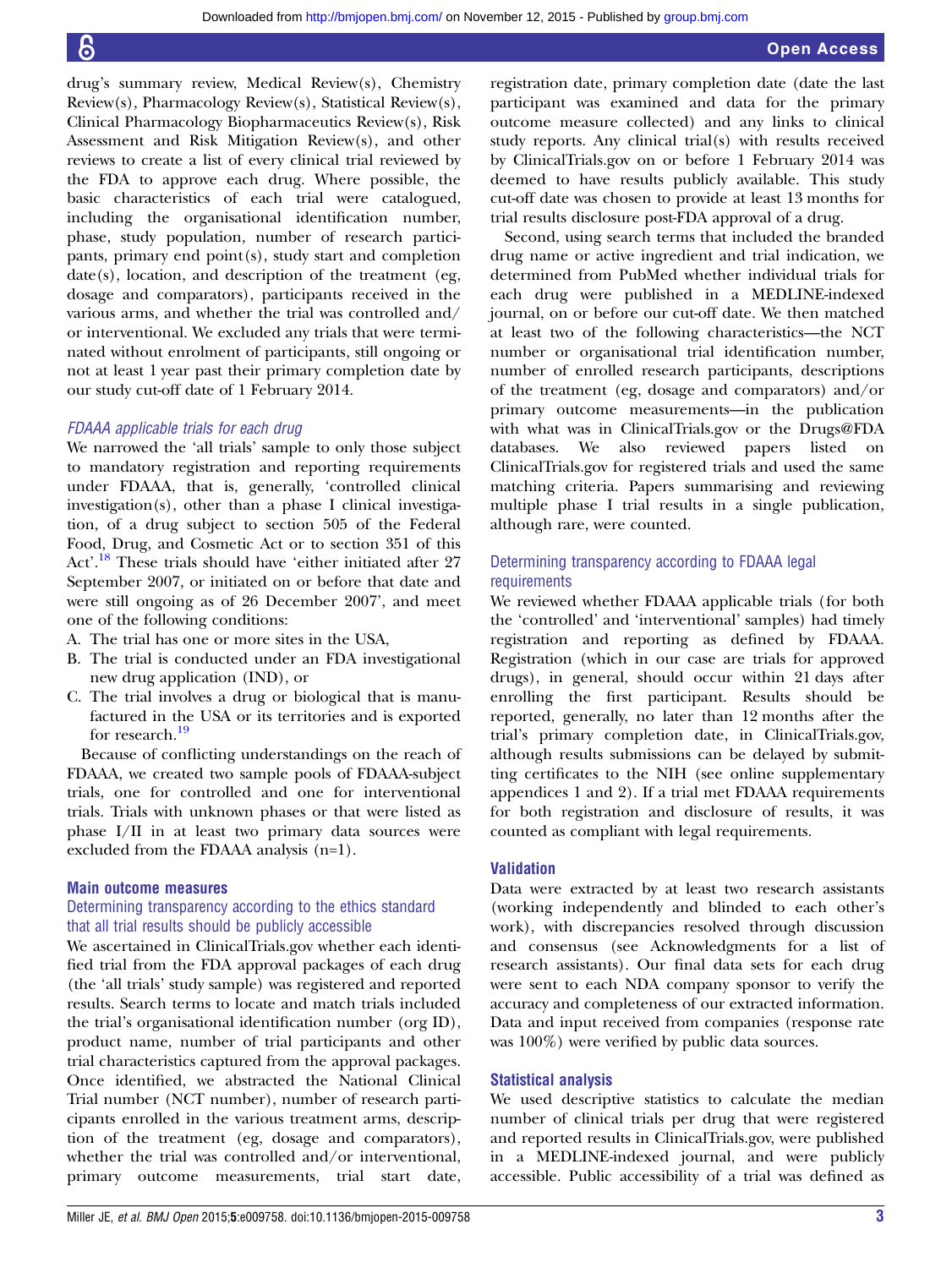drug's summary review, Medical Review(s), Chemistry Review(s), Pharmacology Review(s), Statistical Review(s), Clinical Pharmacology Biopharmaceutics Review(s), Risk Assessment and Risk Mitigation Review(s), and other reviews to create a list of every clinical trial reviewed by the FDA to approve each drug. Where possible, the basic characteristics of each trial were catalogued, including the organisational identification number, phase, study population, number of research participants, primary end point(s), study start and completion date(s), location, and description of the treatment (eg, dosage and comparators), participants received in the various arms, and whether the trial was controlled and/or interventional. We excluded any trials that were terminated without enrolment of participants, still ongoing or not at least 1 year past their primary completion date by our study cut-off date of 1 February 2014.

### *FDAAA applicable trials for each drug*

We narrowed the 'all trials' sample to only those subject to mandatory registration and reporting requirements under FDAAA, that is, generally, 'controlled clinical investigation(s), other than a phase I clinical investigation, of a drug subject to section 505 of the Federal Food, Drug, and Cosmetic Act or to section 351 of this Act'.[18] These trials should have 'either initiated after 27 September 2007, or initiated on or before that date and were still ongoing as of 26 December 2007', and meet one of the following conditions:

A. The trial has one or more sites in the USA,
B. The trial is conducted under an FDA investigational new drug application (IND), or
C. The trial involves a drug or biological that is manufactured in the USA or its territories and is exported for research.[19]

Because of conflicting understandings on the reach of FDAAA, we created two sample pools of FDAAA-subject trials, one for controlled and one for interventional trials. Trials with unknown phases or that were listed as phase I/II in at least two primary data sources were excluded from the FDAAA analysis (n=1).

## Main outcome measures

### Determining transparency according to the ethics standard that all trial results should be publicly accessible

We ascertained in ClinicalTrials.gov whether each identified trial from the FDA approval packages of each drug (the 'all trials' study sample) was registered and reported results. Search terms to locate and match trials included the trial's organisational identification number (org ID), product name, number of trial participants and other trial characteristics captured from the approval packages. Once identified, we abstracted the National Clinical Trial number (NCT number), number of research participants enrolled in the various treatment arms, description of the treatment (eg, dosage and comparators), whether the trial was controlled and/or interventional, primary outcome measurements, trial start date, registration date, primary completion date (date the last participant was examined and data for the primary outcome measure collected) and any links to clinical study reports. Any clinical trial(s) with results received by ClinicalTrials.gov on or before 1 February 2014 was deemed to have results publicly available. This study cut-off date was chosen to provide at least 13 months for trial results disclosure post-FDA approval of a drug.

Second, using search terms that included the branded drug name or active ingredient and trial indication, we determined from PubMed whether individual trials for each drug were published in a MEDLINE-indexed journal, on or before our cut-off date. We then matched at least two of the following characteristics—the NCT number or organisational trial identification number, number of enrolled research participants, descriptions of the treatment (eg, dosage and comparators) and/or primary outcome measurements—in the publication with what was in ClinicalTrials.gov or the Drugs@FDA databases. We also reviewed papers listed on ClinicalTrials.gov for registered trials and used the same matching criteria. Papers summarising and reviewing multiple phase I trial results in a single publication, although rare, were counted.

### Determining transparency according to FDAAA legal requirements

We reviewed whether FDAAA applicable trials (for both the 'controlled' and 'interventional' samples) had timely registration and reporting as defined by FDAAA. Registration (which in our case are trials for approved drugs), in general, should occur within 21 days after enrolling the first participant. Results should be reported, generally, no later than 12 months after the trial's primary completion date, in ClinicalTrials.gov, although results submissions can be delayed by submitting certificates to the NIH (see online supplementary appendices 1 and 2). If a trial met FDAAA requirements for both registration and disclosure of results, it was counted as compliant with legal requirements.

## Validation

Data were extracted by at least two research assistants (working independently and blinded to each other's work), with discrepancies resolved through discussion and consensus (see Acknowledgments for a list of research assistants). Our final data sets for each drug were sent to each NDA company sponsor to verify the accuracy and completeness of our extracted information. Data and input received from companies (response rate was 100%) were verified by public data sources.

## Statistical analysis

We used descriptive statistics to calculate the median number of clinical trials per drug that were registered and reported results in ClinicalTrials.gov, were published in a MEDLINE-indexed journal, and were publicly accessible. Public accessibility of a trial was defined as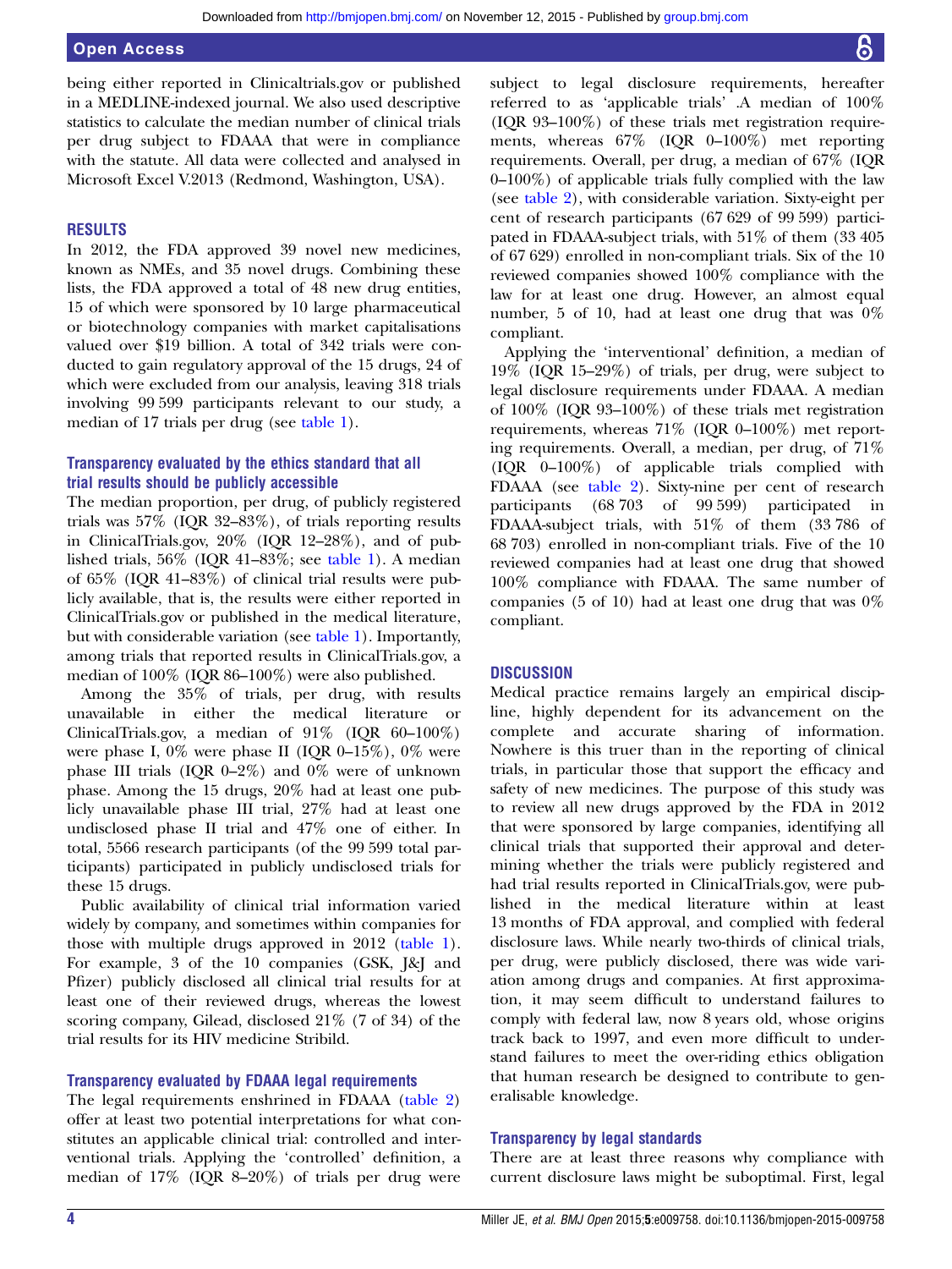being either reported in Clinicaltrials.gov or published in a MEDLINE-indexed journal. We also used descriptive statistics to calculate the median number of clinical trials per drug subject to FDAAA that were in compliance with the statute. All data were collected and analysed in Microsoft Excel V.2013 (Redmond, Washington, USA).

## RESULTS

In 2012, the FDA approved 39 novel new medicines, known as NMEs, and 35 novel drugs. Combining these lists, the FDA approved a total of 48 new drug entities, 15 of which were sponsored by 10 large pharmaceutical or biotechnology companies with market capitalisations valued over $19 billion. A total of 342 trials were conducted to gain regulatory approval of the 15 drugs, 24 of which were excluded from our analysis, leaving 318 trials involving 99 599 participants relevant to our study, a median of 17 trials per drug (see table 1).

### Transparency evaluated by the ethics standard that all trial results should be publicly accessible

The median proportion, per drug, of publicly registered trials was 57% (IQR 32–83%), of trials reporting results in ClinicalTrials.gov, 20% (IQR 12–28%), and of published trials, 56% (IQR 41–83%; see table 1). A median of 65% (IQR 41–83%) of clinical trial results were publicly available, that is, the results were either reported in ClinicalTrials.gov or published in the medical literature, but with considerable variation (see table 1). Importantly, among trials that reported results in ClinicalTrials.gov, a median of 100% (IQR 86–100%) were also published.

Among the 35% of trials, per drug, with results unavailable in either the medical literature or ClinicalTrials.gov, a median of 91% (IQR 60–100%) were phase I, 0% were phase II (IQR 0–15%), 0% were phase III trials (IQR 0–2%) and 0% were of unknown phase. Among the 15 drugs, 20% had at least one publicly unavailable phase III trial, 27% had at least one undisclosed phase II trial and 47% one of either. In total, 5566 research participants (of the 99 599 total participants) participated in publicly undisclosed trials for these 15 drugs.

Public availability of clinical trial information varied widely by company, and sometimes within companies for those with multiple drugs approved in 2012 (table 1). For example, 3 of the 10 companies (GSK, J&J and Pfizer) publicly disclosed all clinical trial results for at least one of their reviewed drugs, whereas the lowest scoring company, Gilead, disclosed 21% (7 of 34) of the trial results for its HIV medicine Stribild.

### Transparency evaluated by FDAAA legal requirements

The legal requirements enshrined in FDAAA (table 2) offer at least two potential interpretations for what constitutes an applicable clinical trial: controlled and interventional trials. Applying the 'controlled' definition, a median of 17% (IQR 8–20%) of trials per drug were subject to legal disclosure requirements, hereafter referred to as 'applicable trials' .A median of 100% (IQR 93–100%) of these trials met registration requirements, whereas 67% (IQR 0–100%) met reporting requirements. Overall, per drug, a median of 67% (IQR 0–100%) of applicable trials fully complied with the law (see table 2), with considerable variation. Sixty-eight per cent of research participants (67 629 of 99 599) participated in FDAAA-subject trials, with 51% of them (33 405 of 67 629) enrolled in non-compliant trials. Six of the 10 reviewed companies showed 100% compliance with the law for at least one drug. However, an almost equal number, 5 of 10, had at least one drug that was 0% compliant.

Applying the 'interventional' definition, a median of 19% (IQR 15–29%) of trials, per drug, were subject to legal disclosure requirements under FDAAA. A median of 100% (IQR 93–100%) of these trials met registration requirements, whereas 71% (IQR 0–100%) met reporting requirements. Overall, a median, per drug, of 71% (IQR 0–100%) of applicable trials complied with FDAAA (see table 2). Sixty-nine per cent of research participants (68 703 of 99 599) participated in FDAAA-subject trials, with 51% of them (33 786 of 68 703) enrolled in non-compliant trials. Five of the 10 reviewed companies had at least one drug that showed 100% compliance with FDAAA. The same number of companies (5 of 10) had at least one drug that was 0% compliant.

## DISCUSSION

Medical practice remains largely an empirical discipline, highly dependent for its advancement on the complete and accurate sharing of information. Nowhere is this truer than in the reporting of clinical trials, in particular those that support the efficacy and safety of new medicines. The purpose of this study was to review all new drugs approved by the FDA in 2012 that were sponsored by large companies, identifying all clinical trials that supported their approval and determining whether the trials were publicly registered and had trial results reported in ClinicalTrials.gov, were published in the medical literature within at least 13 months of FDA approval, and complied with federal disclosure laws. While nearly two-thirds of clinical trials, per drug, were publicly disclosed, there was wide variation among drugs and companies. At first approximation, it may seem difficult to understand failures to comply with federal law, now 8 years old, whose origins track back to 1997, and even more difficult to understand failures to meet the over-riding ethics obligation that human research be designed to contribute to generalisable knowledge.

### Transparency by legal standards

There are at least three reasons why compliance with current disclosure laws might be suboptimal. First, legal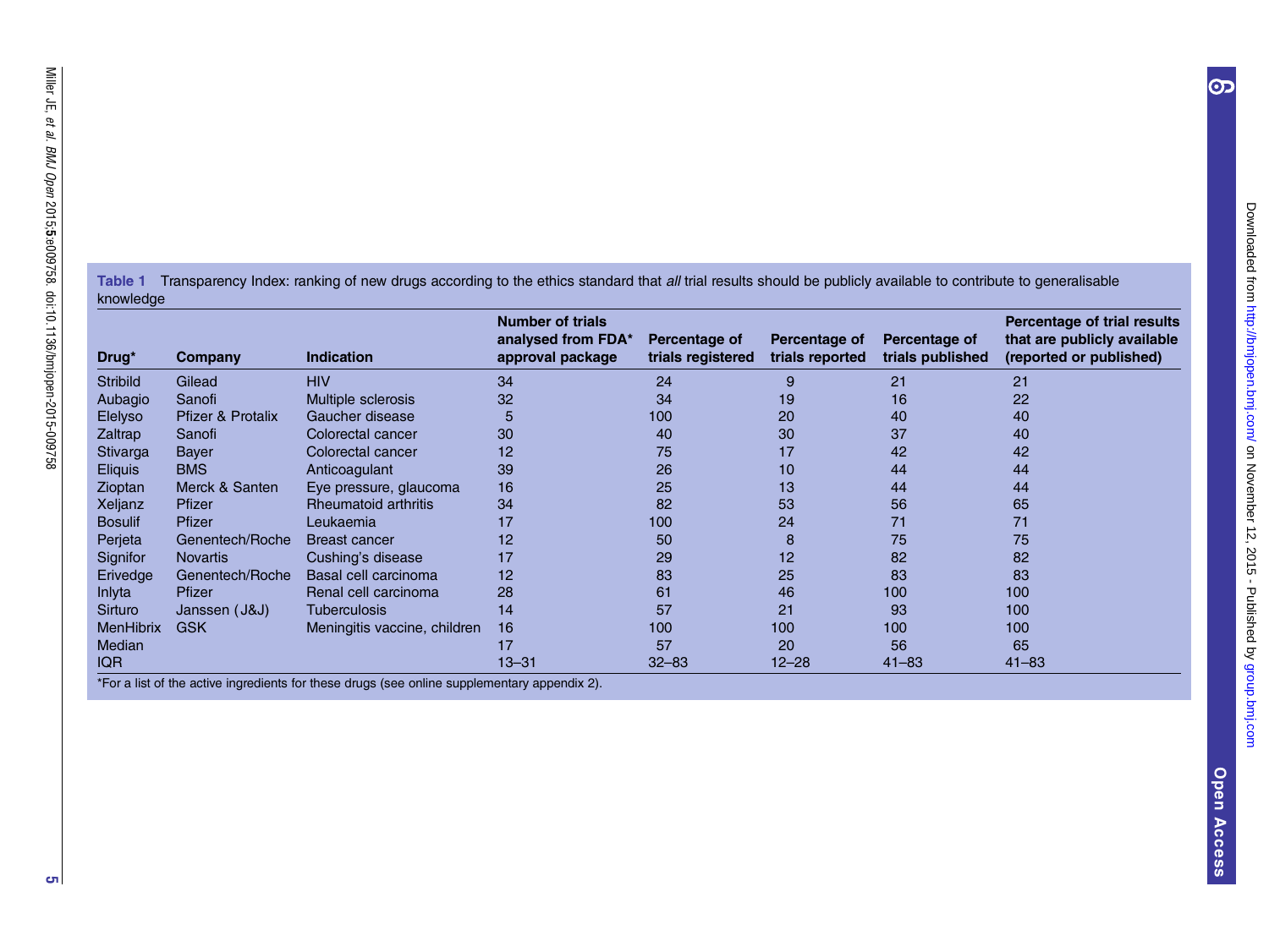**Table 1** Transparency Index: ranking of new drugs according to the ethics standard that *all* trial results should be publicly available to contribute to generalisable knowledge

| Drug* | Company | Indication | Number of trials analysed from FDA* approval package | Percentage of trials registered | Percentage of trials reported | Percentage of trials published | Percentage of trial results that are publicly available (reported or published) |
|---|---|---|---|---|---|---|---|
| Stribild | Gilead | HIV | 34 | 24 | 9 | 21 | 21 |
| Aubagio | Sanofi | Multiple sclerosis | 32 | 34 | 19 | 16 | 22 |
| Elelyso | Pfizer & Protalix | Gaucher disease | 5 | 100 | 20 | 40 | 40 |
| Zaltrap | Sanofi | Colorectal cancer | 30 | 40 | 30 | 37 | 40 |
| Stivarga | Bayer | Colorectal cancer | 12 | 75 | 17 | 42 | 42 |
| Eliquis | BMS | Anticoagulant | 39 | 26 | 10 | 44 | 44 |
| Zioptan | Merck & Santen | Eye pressure, glaucoma | 16 | 25 | 13 | 44 | 44 |
| Xeljanz | Pfizer | Rheumatoid arthritis | 34 | 82 | 53 | 56 | 65 |
| Bosulif | Pfizer | Leukaemia | 17 | 100 | 24 | 71 | 71 |
| Perjeta | Genentech/Roche | Breast cancer | 12 | 50 | 8 | 75 | 75 |
| Signifor | Novartis | Cushing's disease | 17 | 29 | 12 | 82 | 82 |
| Erivedge | Genentech/Roche | Basal cell carcinoma | 12 | 83 | 25 | 83 | 83 |
| Inlyta | Pfizer | Renal cell carcinoma | 28 | 61 | 46 | 100 | 100 |
| Sirturo | Janssen (J&J) | Tuberculosis | 14 | 57 | 21 | 93 | 100 |
| MenHibrix | GSK | Meningitis vaccine, children | 16 | 100 | 100 | 100 | 100 |
| Median | | | 17 | 57 | 20 | 56 | 65 |
| IQR | | | 13–31 | 32–83 | 12–28 | 41–83 | 41–83 |

*For a list of the active ingredients for these drugs (see online supplementary appendix 2).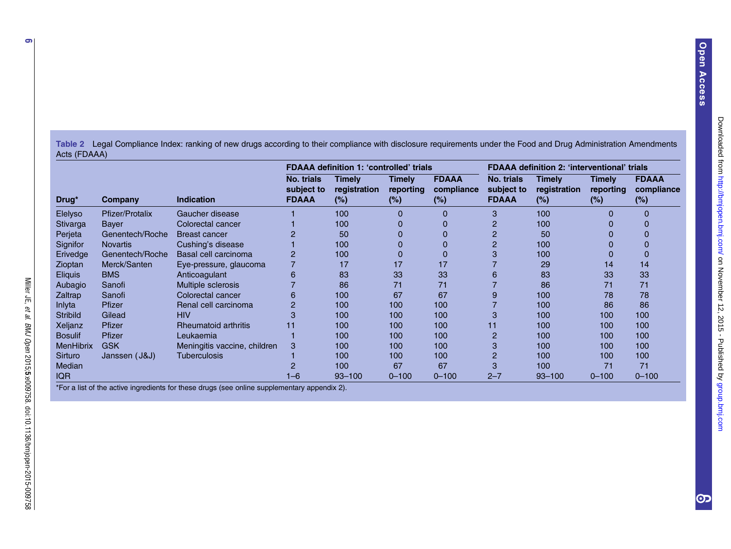**Table 2** Legal Compliance Index: ranking of new drugs according to their compliance with disclosure requirements under the Food and Drug Administration Amendments Acts (FDAAA)

| | | | FDAAA definition 1: 'controlled' trials | | | | FDAAA definition 2: 'interventional' trials | | | |
|---|---|---|---|---|---|---|---|---|---|---|
| **Drug*** | **Company** | **Indication** | **No. trials subject to FDAAA** | **Timely registration (%)** | **Timely reporting (%)** | **FDAAA compliance (%)** | **No. trials subject to FDAAA** | **Timely registration (%)** | **Timely reporting (%)** | **FDAAA compliance (%)** |
| Elelyso | Pfizer/Protalix | Gaucher disease | 1 | 100 | 0 | 0 | 3 | 100 | 0 | 0 |
| Stivarga | Bayer | Colorectal cancer | 1 | 100 | 0 | 0 | 2 | 100 | 0 | 0 |
| Perjeta | Genentech/Roche | Breast cancer | 2 | 50 | 0 | 0 | 2 | 50 | 0 | 0 |
| Signifor | Novartis | Cushing's disease | 1 | 100 | 0 | 0 | 2 | 100 | 0 | 0 |
| Erivedge | Genentech/Roche | Basal cell carcinoma | 2 | 100 | 0 | 0 | 3 | 100 | 0 | 0 |
| Zioptan | Merck/Santen | Eye-pressure, glaucoma | 7 | 17 | 17 | 17 | 7 | 29 | 14 | 14 |
| Eliquis | BMS | Anticoagulant | 6 | 83 | 33 | 33 | 6 | 83 | 33 | 33 |
| Aubagio | Sanofi | Multiple sclerosis | 7 | 86 | 71 | 71 | 7 | 86 | 71 | 71 |
| Zaltrap | Sanofi | Colorectal cancer | 6 | 100 | 67 | 67 | 9 | 100 | 78 | 78 |
| Inlyta | Pfizer | Renal cell carcinoma | 2 | 100 | 100 | 100 | 7 | 100 | 86 | 86 |
| Stribild | Gilead | HIV | 3 | 100 | 100 | 100 | 3 | 100 | 100 | 100 |
| Xeljanz | Pfizer | Rheumatoid arthritis | 11 | 100 | 100 | 100 | 11 | 100 | 100 | 100 |
| Bosulif | Pfizer | Leukaemia | 1 | 100 | 100 | 100 | 2 | 100 | 100 | 100 |
| MenHibrix | GSK | Meningitis vaccine, children | 3 | 100 | 100 | 100 | 3 | 100 | 100 | 100 |
| Sirturo | Janssen (J&J) | Tuberculosis | 1 | 100 | 100 | 100 | 2 | 100 | 100 | 100 |
| Median | | | 2 | 100 | 67 | 67 | 3 | 100 | 71 | 71 |
| IQR | | | 1–6 | 93–100 | 0–100 | 0–100 | 2–7 | 93–100 | 0–100 | 0–100 |

*For a list of the active ingredients for these drugs (see online supplementary appendix 2).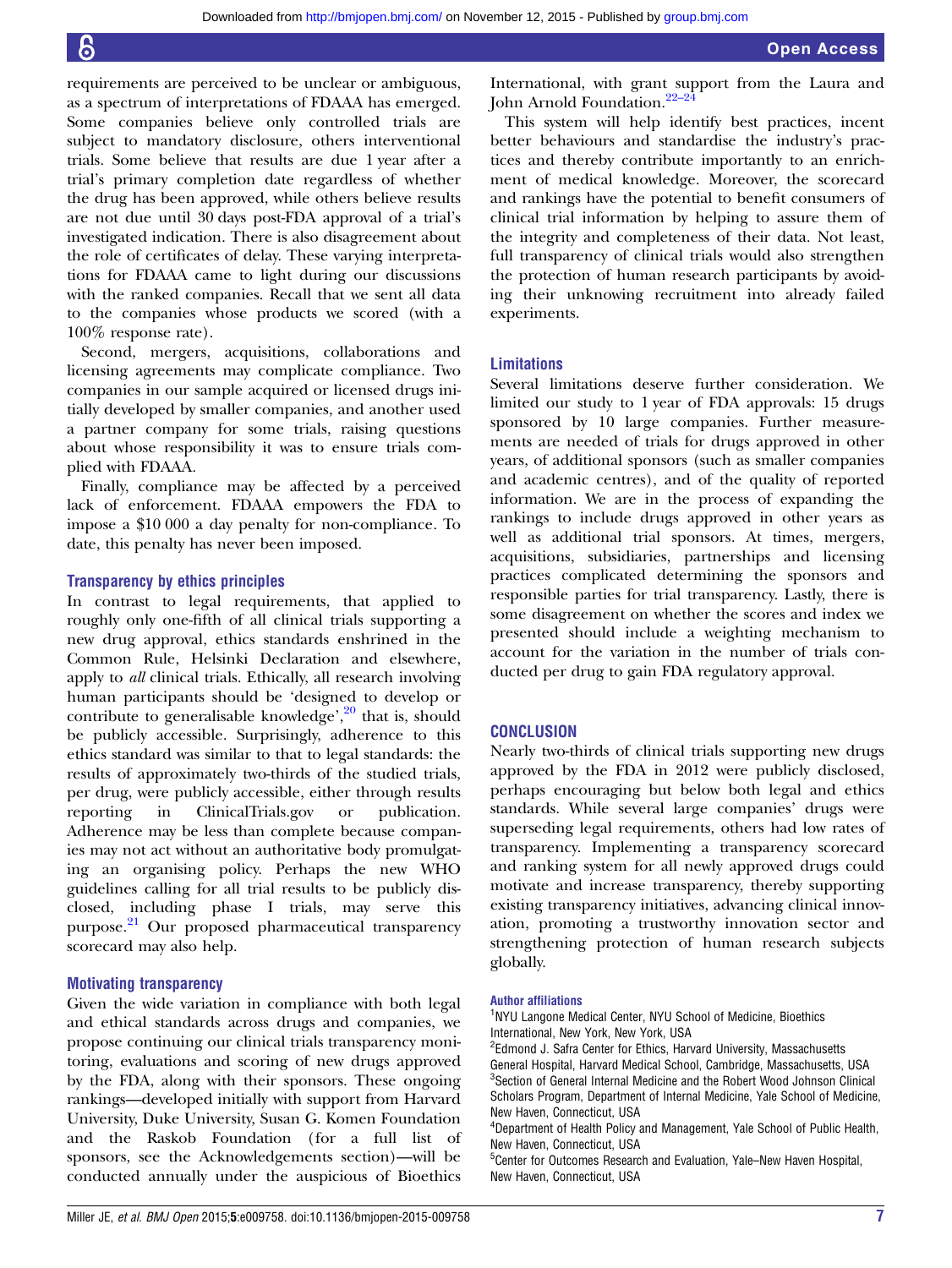requirements are perceived to be unclear or ambiguous, as a spectrum of interpretations of FDAAA has emerged. Some companies believe only controlled trials are subject to mandatory disclosure, others interventional trials. Some believe that results are due 1 year after a trial's primary completion date regardless of whether the drug has been approved, while others believe results are not due until 30 days post-FDA approval of a trial's investigated indication. There is also disagreement about the role of certificates of delay. These varying interpretations for FDAAA came to light during our discussions with the ranked companies. Recall that we sent all data to the companies whose products we scored (with a 100% response rate).

Second, mergers, acquisitions, collaborations and licensing agreements may complicate compliance. Two companies in our sample acquired or licensed drugs initially developed by smaller companies, and another used a partner company for some trials, raising questions about whose responsibility it was to ensure trials complied with FDAAA.

Finally, compliance may be affected by a perceived lack of enforcement. FDAAA empowers the FDA to impose a $10 000 a day penalty for non-compliance. To date, this penalty has never been imposed.

### Transparency by ethics principles

In contrast to legal requirements, that applied to roughly only one-fifth of all clinical trials supporting a new drug approval, ethics standards enshrined in the Common Rule, Helsinki Declaration and elsewhere, apply to *all* clinical trials. Ethically, all research involving human participants should be 'designed to develop or contribute to generalisable knowledge',[20] that is, should be publicly accessible. Surprisingly, adherence to this ethics standard was similar to that to legal standards: the results of approximately two-thirds of the studied trials, per drug, were publicly accessible, either through results reporting in ClinicalTrials.gov or publication. Adherence may be less than complete because companies may not act without an authoritative body promulgating an organising policy. Perhaps the new WHO guidelines calling for all trial results to be publicly disclosed, including phase I trials, may serve this purpose.[21] Our proposed pharmaceutical transparency scorecard may also help.

### Motivating transparency

Given the wide variation in compliance with both legal and ethical standards across drugs and companies, we propose continuing our clinical trials transparency monitoring, evaluations and scoring of new drugs approved by the FDA, along with their sponsors. These ongoing rankings—developed initially with support from Harvard University, Duke University, Susan G. Komen Foundation and the Raskob Foundation (for a full list of sponsors, see the Acknowledgements section)—will be conducted annually under the auspicious of Bioethics International, with grant support from the Laura and John Arnold Foundation.[22–24]

This system will help identify best practices, incent better behaviours and standardise the industry's practices and thereby contribute importantly to an enrichment of medical knowledge. Moreover, the scorecard and rankings have the potential to benefit consumers of clinical trial information by helping to assure them of the integrity and completeness of their data. Not least, full transparency of clinical trials would also strengthen the protection of human research participants by avoiding their unknowing recruitment into already failed experiments.

### Limitations

Several limitations deserve further consideration. We limited our study to 1 year of FDA approvals: 15 drugs sponsored by 10 large companies. Further measurements are needed of trials for drugs approved in other years, of additional sponsors (such as smaller companies and academic centres), and of the quality of reported information. We are in the process of expanding the rankings to include drugs approved in other years as well as additional trial sponsors. At times, mergers, acquisitions, subsidiaries, partnerships and licensing practices complicated determining the sponsors and responsible parties for trial transparency. Lastly, there is some disagreement on whether the scores and index we presented should include a weighting mechanism to account for the variation in the number of trials conducted per drug to gain FDA regulatory approval.

## CONCLUSION

Nearly two-thirds of clinical trials supporting new drugs approved by the FDA in 2012 were publicly disclosed, perhaps encouraging but below both legal and ethics standards. While several large companies' drugs were superseding legal requirements, others had low rates of transparency. Implementing a transparency scorecard and ranking system for all newly approved drugs could motivate and increase transparency, thereby supporting existing transparency initiatives, advancing clinical innovation, promoting a trustworthy innovation sector and strengthening protection of human research subjects globally.

#### Author affiliations

[1]NYU Langone Medical Center, NYU School of Medicine, Bioethics International, New York, New York, USA
[2]Edmond J. Safra Center for Ethics, Harvard University, Massachusetts General Hospital, Harvard Medical School, Cambridge, Massachusetts, USA
[3]Section of General Internal Medicine and the Robert Wood Johnson Clinical Scholars Program, Department of Internal Medicine, Yale School of Medicine, New Haven, Connecticut, USA
[4]Department of Health Policy and Management, Yale School of Public Health, New Haven, Connecticut, USA
[5]Center for Outcomes Research and Evaluation, Yale–New Haven Hospital, New Haven, Connecticut, USA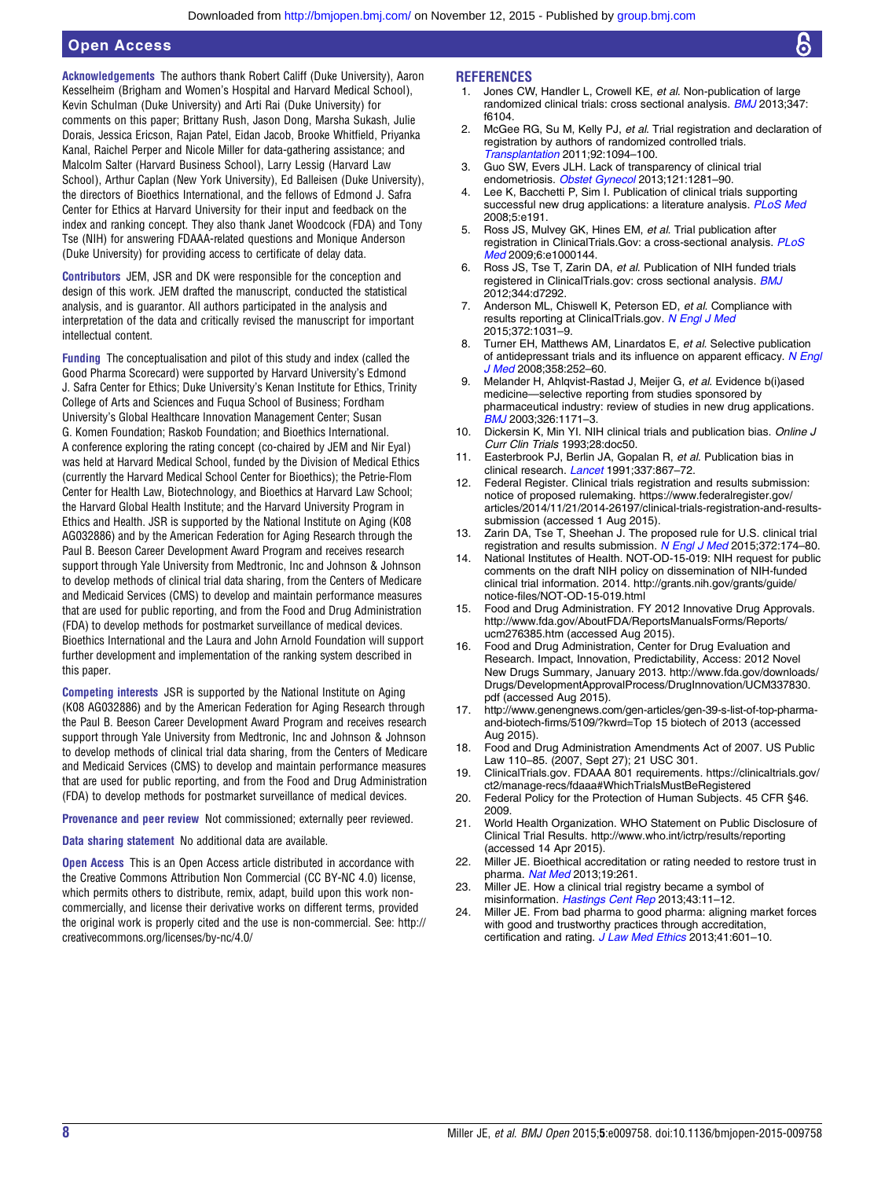**Acknowledgements** The authors thank Robert Califf (Duke University), Aaron Kesselheim (Brigham and Women's Hospital and Harvard Medical School), Kevin Schulman (Duke University) and Arti Rai (Duke University) for comments on this paper; Brittany Rush, Jason Dong, Marsha Sukash, Julie Dorais, Jessica Ericson, Rajan Patel, Eidan Jacob, Brooke Whitfield, Priyanka Kanal, Raichel Perper and Nicole Miller for data-gathering assistance; and Malcolm Salter (Harvard Business School), Larry Lessig (Harvard Law School), Arthur Caplan (New York University), Ed Balleisen (Duke University), the directors of Bioethics International, and the fellows of Edmond J. Safra Center for Ethics at Harvard University for their input and feedback on the index and ranking concept. They also thank Janet Woodcock (FDA) and Tony Tse (NIH) for answering FDAAA-related questions and Monique Anderson (Duke University) for providing access to certificate of delay data.

**Contributors** JEM, JSR and DK were responsible for the conception and design of this work. JEM drafted the manuscript, conducted the statistical analysis, and is guarantor. All authors participated in the analysis and interpretation of the data and critically revised the manuscript for important intellectual content.

**Funding** The conceptualisation and pilot of this study and index (called the Good Pharma Scorecard) were supported by Harvard University's Edmond J. Safra Center for Ethics; Duke University's Kenan Institute for Ethics, Trinity College of Arts and Sciences and Fuqua School of Business; Fordham University's Global Healthcare Innovation Management Center; Susan G. Komen Foundation; Raskob Foundation; and Bioethics International. A conference exploring the rating concept (co-chaired by JEM and Nir Eyal) was held at Harvard Medical School, funded by the Division of Medical Ethics (currently the Harvard Medical School Center for Bioethics); the Petrie-Flom Center for Health Law, Biotechnology, and Bioethics at Harvard Law School; the Harvard Global Health Institute; and the Harvard University Program in Ethics and Health. JSR is supported by the National Institute on Aging (K08 AG032886) and by the American Federation for Aging Research through the Paul B. Beeson Career Development Award Program and receives research support through Yale University from Medtronic, Inc and Johnson & Johnson to develop methods of clinical trial data sharing, from the Centers of Medicare and Medicaid Services (CMS) to develop and maintain performance measures that are used for public reporting, and from the Food and Drug Administration (FDA) to develop methods for postmarket surveillance of medical devices. Bioethics International and the Laura and John Arnold Foundation will support further development and implementation of the ranking system described in this paper.

**Competing interests** JSR is supported by the National Institute on Aging (K08 AG032886) and by the American Federation for Aging Research through the Paul B. Beeson Career Development Award Program and receives research support through Yale University from Medtronic, Inc and Johnson & Johnson to develop methods of clinical trial data sharing, from the Centers of Medicare and Medicaid Services (CMS) to develop and maintain performance measures that are used for public reporting, and from the Food and Drug Administration (FDA) to develop methods for postmarket surveillance of medical devices.

**Provenance and peer review** Not commissioned; externally peer reviewed.

**Data sharing statement** No additional data are available.

**Open Access** This is an Open Access article distributed in accordance with the Creative Commons Attribution Non Commercial (CC BY-NC 4.0) license, which permits others to distribute, remix, adapt, build upon this work non-commercially, and license their derivative works on different terms, provided the original work is properly cited and the use is non-commercial. See: http://creativecommons.org/licenses/by-nc/4.0/

## REFERENCES

1. Jones CW, Handler L, Crowell KE, *et al.* Non-publication of large randomized clinical trials: cross sectional analysis. *BMJ* 2013;347:f6104.
2. McGee RG, Su M, Kelly PJ, *et al.* Trial registration and declaration of registration by authors of randomized controlled trials. *Transplantation* 2011;92:1094–100.
3. Guo SW, Evers JLH. Lack of transparency of clinical trial endometriosis. *Obstet Gynecol* 2013;121:1281–90.
4. Lee K, Bacchetti P, Sim I. Publication of clinical trials supporting successful new drug applications: a literature analysis. *PLoS Med* 2008;5:e191.
5. Ross JS, Mulvey GK, Hines EM, *et al.* Trial publication after registration in ClinicalTrials.Gov: a cross-sectional analysis. *PLoS Med* 2009;6:e1000144.
6. Ross JS, Tse T, Zarin DA, *et al.* Publication of NIH funded trials registered in ClinicalTrials.gov: cross sectional analysis. *BMJ* 2012;344:d7292.
7. Anderson ML, Chiswell K, Peterson ED, *et al.* Compliance with results reporting at ClinicalTrials.gov. *N Engl J Med* 2015;372:1031–9.
8. Turner EH, Matthews AM, Linardatos E, *et al.* Selective publication of antidepressant trials and its influence on apparent efficacy. *N Engl J Med* 2008;358:252–60.
9. Melander H, Ahlqvist-Rastad J, Meijer G, *et al.* Evidence b(i)ased medicine—selective reporting from studies sponsored by pharmaceutical industry: review of studies in new drug applications. *BMJ* 2003;326:1171–3.
10. Dickersin K, Min YI. NIH clinical trials and publication bias. *Online J Curr Clin Trials* 1993;28:doc50.
11. Easterbrook PJ, Berlin JA, Gopalan R, *et al.* Publication bias in clinical research. *Lancet* 1991;337:867–72.
12. Federal Register. Clinical trials registration and results submission: notice of proposed rulemaking. https://www.federalregister.gov/articles/2014/11/21/2014-26197/clinical-trials-registration-and-results-submission (accessed 1 Aug 2015).
13. Zarin DA, Tse T, Sheehan J. The proposed rule for U.S. clinical trial registration and results submission. *N Engl J Med* 2015;372:174–80.
14. National Institutes of Health. NOT-OD-15-019: NIH request for public comments on the draft NIH policy on dissemination of NIH-funded clinical trial information. 2014. http://grants.nih.gov/grants/guide/notice-files/NOT-OD-15-019.html
15. Food and Drug Administration. FY 2012 Innovative Drug Approvals. http://www.fda.gov/AboutFDA/ReportsManualsForms/Reports/ucm276385.htm (accessed Aug 2015).
16. Food and Drug Administration, Center for Drug Evaluation and Research. Impact, Innovation, Predictability, Access: 2012 Novel New Drugs Summary, January 2013. http://www.fda.gov/downloads/Drugs/DevelopmentApprovalProcess/DrugInnovation/UCM337830.pdf (accessed Aug 2015).
17. http://www.genengnews.com/gen-articles/gen-39-s-list-of-top-pharma-and-biotech-firms/5109/?kwrd=Top 15 biotech of 2013 (accessed Aug 2015).
18. Food and Drug Administration Amendments Act of 2007. US Public Law 110–85. (2007, Sept 27); 21 USC 301.
19. ClinicalTrials.gov. FDAAA 801 requirements. https://clinicaltrials.gov/ct2/manage-recs/fdaaa#WhichTrialsMustBeRegistered
20. Federal Policy for the Protection of Human Subjects. 45 CFR §46. 2009.
21. World Health Organization. WHO Statement on Public Disclosure of Clinical Trial Results. http://www.who.int/ictrp/results/reporting (accessed 14 Apr 2015).
22. Miller JE. Bioethical accreditation or rating needed to restore trust in pharma. *Nat Med* 2013;19:261.
23. Miller JE. How a clinical trial registry became a symbol of misinformation. *Hastings Cent Rep* 2013;43:11–12.
24. Miller JE. From bad pharma to good pharma: aligning market forces with good and trustworthy practices through accreditation, certification and rating. *J Law Med Ethics* 2013;41:601–10.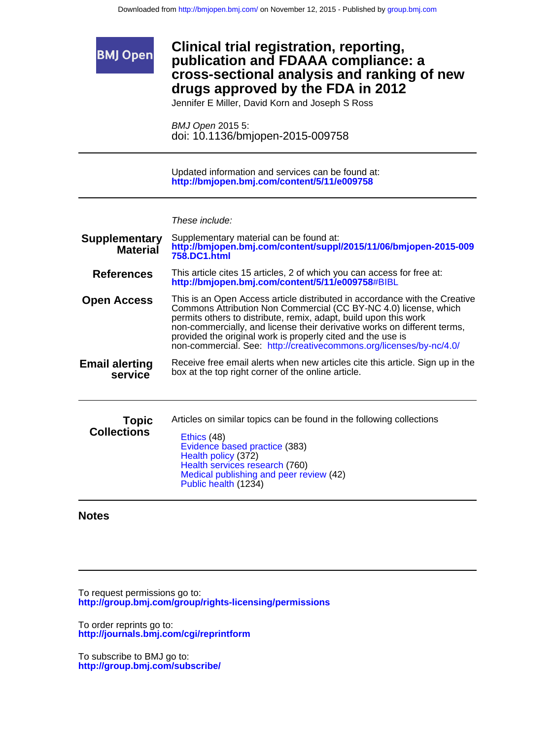Downloaded from http://bmjopen.bmj.com/ on November 12, 2015 - Published by group.bmj.com

BMJ Open

# Clinical trial registration, reporting, publication and FDAAA compliance: a cross-sectional analysis and ranking of new drugs approved by the FDA in 2012

Jennifer E Miller, David Korn and Joseph S Ross

*BMJ Open* 2015 5:
doi: 10.1136/bmjopen-2015-009758

Updated information and services can be found at:
**http://bmjopen.bmj.com/content/5/11/e009758**

*These include:*

**Supplementary Material**
Supplementary material can be found at:
**http://bmjopen.bmj.com/content/suppl/2015/11/06/bmjopen-2015-009758.DC1.html**

**References**
This article cites 15 articles, 2 of which you can access for free at:
**http://bmjopen.bmj.com/content/5/11/e009758**#BIBL

**Open Access**
This is an Open Access article distributed in accordance with the Creative Commons Attribution Non Commercial (CC BY-NC 4.0) license, which permits others to distribute, remix, adapt, build upon this work non-commercially, and license their derivative works on different terms, provided the original work is properly cited and the use is non-commercial. See: http://creativecommons.org/licenses/by-nc/4.0/

**Email alerting service**
Receive free email alerts when new articles cite this article. Sign up in the box at the top right corner of the online article.

**Topic Collections**
Articles on similar topics can be found in the following collections

- Ethics (48)
- Evidence based practice (383)
- Health policy (372)
- Health services research (760)
- Medical publishing and peer review (42)
- Public health (1234)

## Notes

To request permissions go to:
**http://group.bmj.com/group/rights-licensing/permissions**

To order reprints go to:
**http://journals.bmj.com/cgi/reprintform**

To subscribe to BMJ go to:
**http://group.bmj.com/subscribe/**